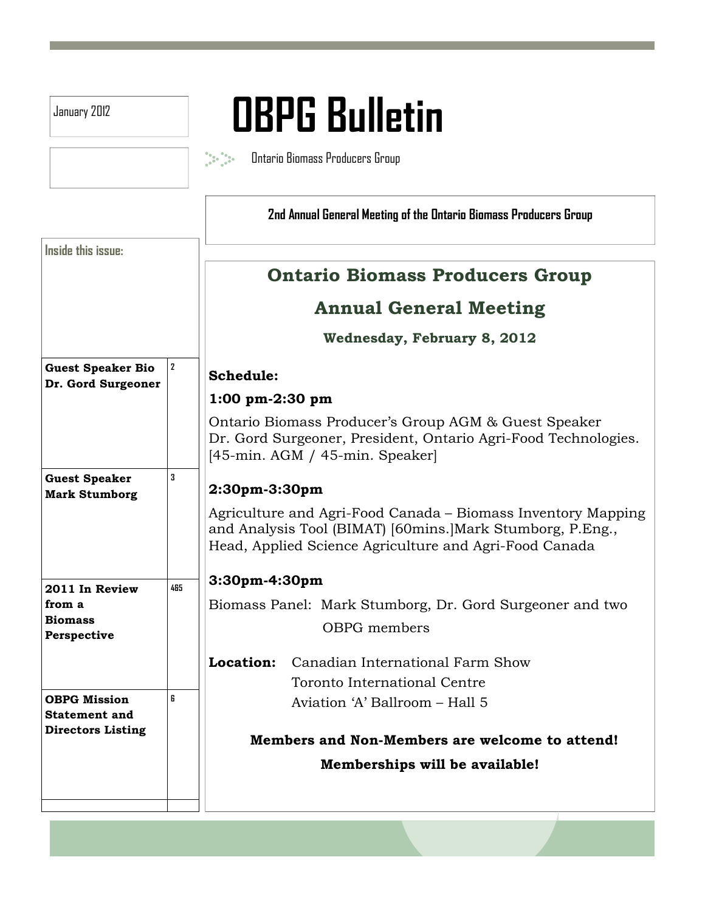January 2012

# OBPG Bulletin

Ontario Biomass Producers Group

**2nd Annual General Meeting of the Ontario Biomass Producers Group**

**Inside this issue:**

| | |
|---|---|
| **Guest Speaker Bio Dr. Gord Surgeoner** | 2 |
| **Guest Speaker Mark Stumborg** | 3 |
| **2011 In Review from a Biomass Perspective** | 4&5 |
| **OBPG Mission Statement and Directors Listing** | 6 |

## Ontario Biomass Producers Group

## Annual General Meeting

### Wednesday, February 8, 2012

**Schedule:**

**1:00 pm-2:30 pm**

Ontario Biomass Producer's Group AGM & Guest Speaker Dr. Gord Surgeoner, President, Ontario Agri-Food Technologies. [45-min. AGM / 45-min. Speaker]

**2:30pm-3:30pm**

Agriculture and Agri-Food Canada – Biomass Inventory Mapping and Analysis Tool (BIMAT) [60mins.]Mark Stumborg, P.Eng., Head, Applied Science Agriculture and Agri-Food Canada

**3:30pm-4:30pm**

Biomass Panel: Mark Stumborg, Dr. Gord Surgeoner and two OBPG members

**Location:** Canadian International Farm Show
Toronto International Centre
Aviation 'A' Ballroom – Hall 5

**Members and Non-Members are welcome to attend!**

**Memberships will be available!**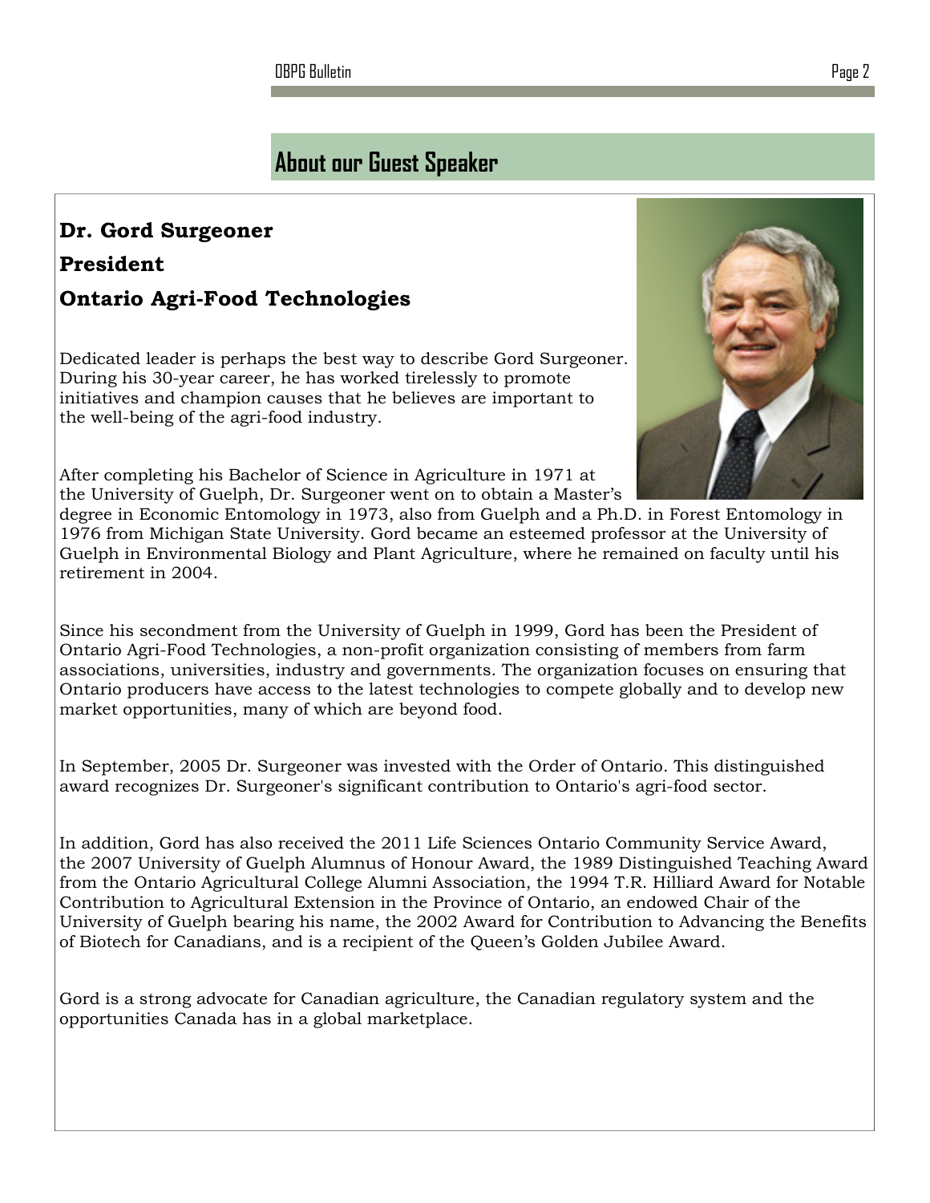## About our Guest Speaker

**Dr. Gord Surgeoner**

**President**

**Ontario Agri-Food Technologies**

Dedicated leader is perhaps the best way to describe Gord Surgeoner. During his 30-year career, he has worked tirelessly to promote initiatives and champion causes that he believes are important to the well-being of the agri-food industry.

After completing his Bachelor of Science in Agriculture in 1971 at the University of Guelph, Dr. Surgeoner went on to obtain a Master's degree in Economic Entomology in 1973, also from Guelph and a Ph.D. in Forest Entomology in 1976 from Michigan State University. Gord became an esteemed professor at the University of Guelph in Environmental Biology and Plant Agriculture, where he remained on faculty until his retirement in 2004.

Since his secondment from the University of Guelph in 1999, Gord has been the President of Ontario Agri-Food Technologies, a non-profit organization consisting of members from farm associations, universities, industry and governments. The organization focuses on ensuring that Ontario producers have access to the latest technologies to compete globally and to develop new market opportunities, many of which are beyond food.

In September, 2005 Dr. Surgeoner was invested with the Order of Ontario. This distinguished award recognizes Dr. Surgeoner's significant contribution to Ontario's agri-food sector.

In addition, Gord has also received the 2011 Life Sciences Ontario Community Service Award, the 2007 University of Guelph Alumnus of Honour Award, the 1989 Distinguished Teaching Award from the Ontario Agricultural College Alumni Association, the 1994 T.R. Hilliard Award for Notable Contribution to Agricultural Extension in the Province of Ontario, an endowed Chair of the University of Guelph bearing his name, the 2002 Award for Contribution to Advancing the Benefits of Biotech for Canadians, and is a recipient of the Queen's Golden Jubilee Award.

Gord is a strong advocate for Canadian agriculture, the Canadian regulatory system and the opportunities Canada has in a global marketplace.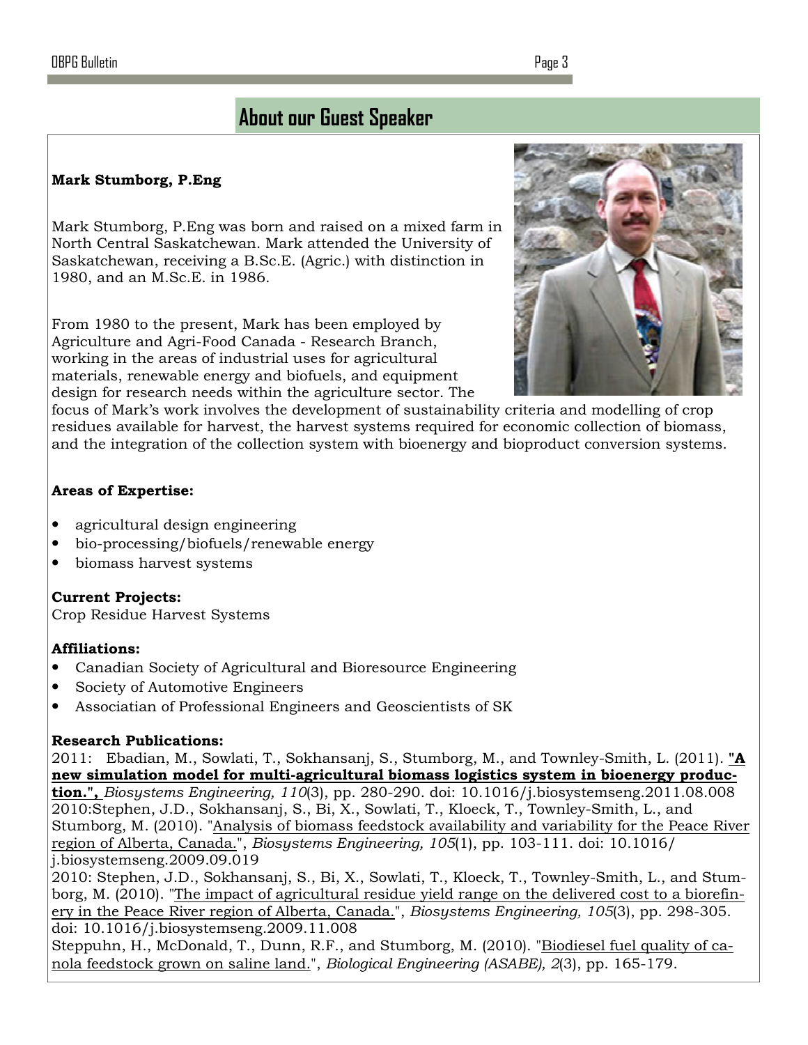## About our Guest Speaker

**Mark Stumborg, P.Eng**

Mark Stumborg, P.Eng was born and raised on a mixed farm in North Central Saskatchewan. Mark attended the University of Saskatchewan, receiving a B.Sc.E. (Agric.) with distinction in 1980, and an M.Sc.E. in 1986.

From 1980 to the present, Mark has been employed by Agriculture and Agri-Food Canada - Research Branch, working in the areas of industrial uses for agricultural materials, renewable energy and biofuels, and equipment design for research needs within the agriculture sector. The focus of Mark's work involves the development of sustainability criteria and modelling of crop residues available for harvest, the harvest systems required for economic collection of biomass, and the integration of the collection system with bioenergy and bioproduct conversion systems.

**Areas of Expertise:**

- agricultural design engineering
- bio-processing/biofuels/renewable energy
- biomass harvest systems

**Current Projects:**
Crop Residue Harvest Systems

**Affiliations:**

- Canadian Society of Agricultural and Bioresource Engineering
- Society of Automotive Engineers
- Associatian of Professional Engineers and Geoscientists of SK

**Research Publications:**

2011: Ebadian, M., Sowlati, T., Sokhansanj, S., Stumborg, M., and Townley-Smith, L. (2011). **"A new simulation model for multi-agricultural biomass logistics system in bioenergy production.",** *Biosystems Engineering, 110*(3), pp. 280-290. doi: 10.1016/j.biosystemseng.2011.08.008

2010:Stephen, J.D., Sokhansanj, S., Bi, X., Sowlati, T., Kloeck, T., Townley-Smith, L., and Stumborg, M. (2010). "Analysis of biomass feedstock availability and variability for the Peace River region of Alberta, Canada.", *Biosystems Engineering, 105*(1), pp. 103-111. doi: 10.1016/j.biosystemseng.2009.09.019

2010: Stephen, J.D., Sokhansanj, S., Bi, X., Sowlati, T., Kloeck, T., Townley-Smith, L., and Stumborg, M. (2010). "The impact of agricultural residue yield range on the delivered cost to a biorefinery in the Peace River region of Alberta, Canada.", *Biosystems Engineering, 105*(3), pp. 298-305. doi: 10.1016/j.biosystemseng.2009.11.008

Steppuhn, H., McDonald, T., Dunn, R.F., and Stumborg, M. (2010). "Biodiesel fuel quality of canola feedstock grown on saline land.", *Biological Engineering (ASABE), 2*(3), pp. 165-179.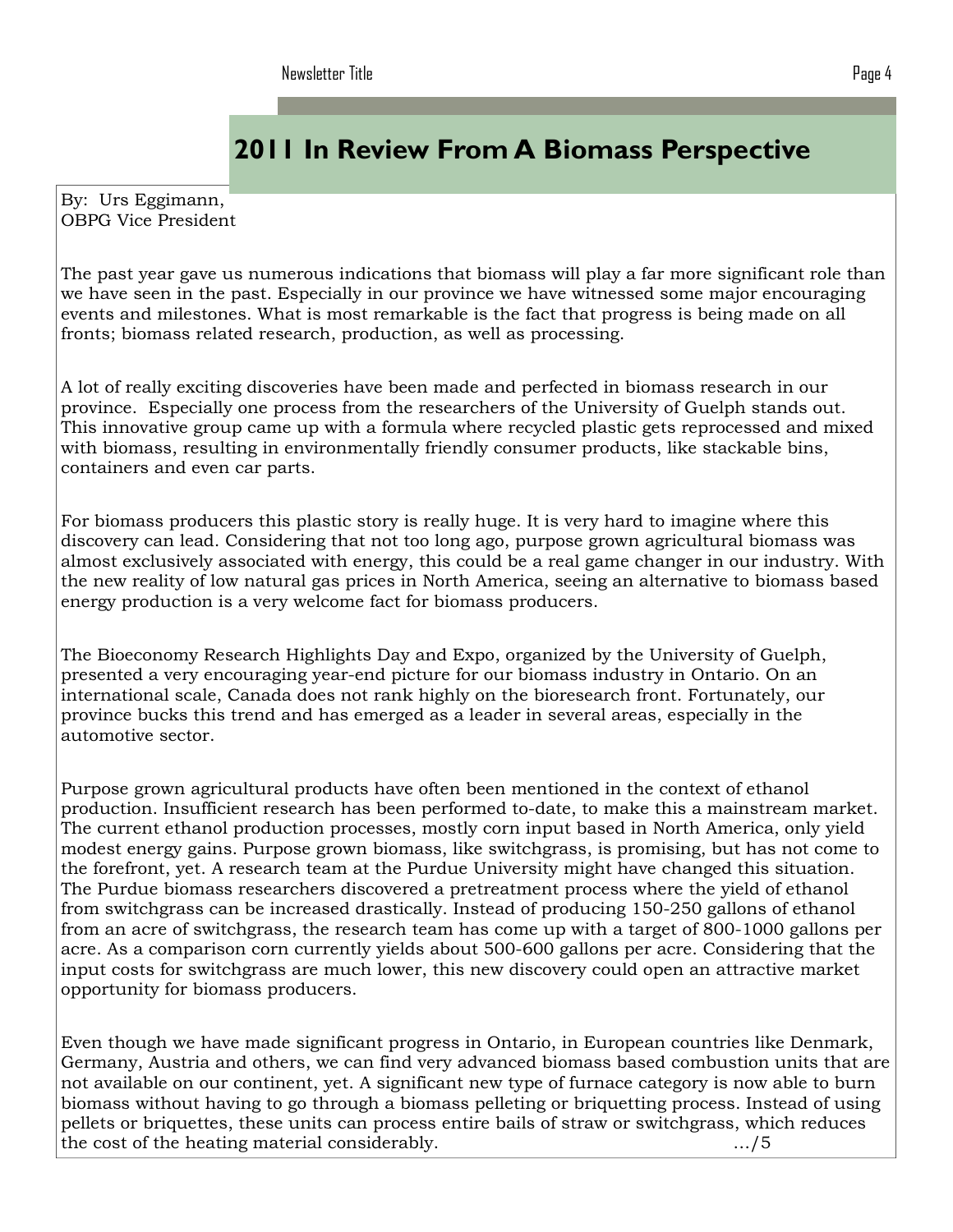## 2011 In Review From A Biomass Perspective

By: Urs Eggimann,
OBPG Vice President

The past year gave us numerous indications that biomass will play a far more significant role than we have seen in the past. Especially in our province we have witnessed some major encouraging events and milestones. What is most remarkable is the fact that progress is being made on all fronts; biomass related research, production, as well as processing.

A lot of really exciting discoveries have been made and perfected in biomass research in our province. Especially one process from the researchers of the University of Guelph stands out. This innovative group came up with a formula where recycled plastic gets reprocessed and mixed with biomass, resulting in environmentally friendly consumer products, like stackable bins, containers and even car parts.

For biomass producers this plastic story is really huge. It is very hard to imagine where this discovery can lead. Considering that not too long ago, purpose grown agricultural biomass was almost exclusively associated with energy, this could be a real game changer in our industry. With the new reality of low natural gas prices in North America, seeing an alternative to biomass based energy production is a very welcome fact for biomass producers.

The Bioeconomy Research Highlights Day and Expo, organized by the University of Guelph, presented a very encouraging year-end picture for our biomass industry in Ontario. On an international scale, Canada does not rank highly on the bioresearch front. Fortunately, our province bucks this trend and has emerged as a leader in several areas, especially in the automotive sector.

Purpose grown agricultural products have often been mentioned in the context of ethanol production. Insufficient research has been performed to-date, to make this a mainstream market. The current ethanol production processes, mostly corn input based in North America, only yield modest energy gains. Purpose grown biomass, like switchgrass, is promising, but has not come to the forefront, yet. A research team at the Purdue University might have changed this situation. The Purdue biomass researchers discovered a pretreatment process where the yield of ethanol from switchgrass can be increased drastically. Instead of producing 150-250 gallons of ethanol from an acre of switchgrass, the research team has come up with a target of 800-1000 gallons per acre. As a comparison corn currently yields about 500-600 gallons per acre. Considering that the input costs for switchgrass are much lower, this new discovery could open an attractive market opportunity for biomass producers.

Even though we have made significant progress in Ontario, in European countries like Denmark, Germany, Austria and others, we can find very advanced biomass based combustion units that are not available on our continent, yet. A significant new type of furnace category is now able to burn biomass without having to go through a biomass pelleting or briquetting process. Instead of using pellets or briquettes, these units can process entire bails of straw or switchgrass, which reduces the cost of the heating material considerably. …/5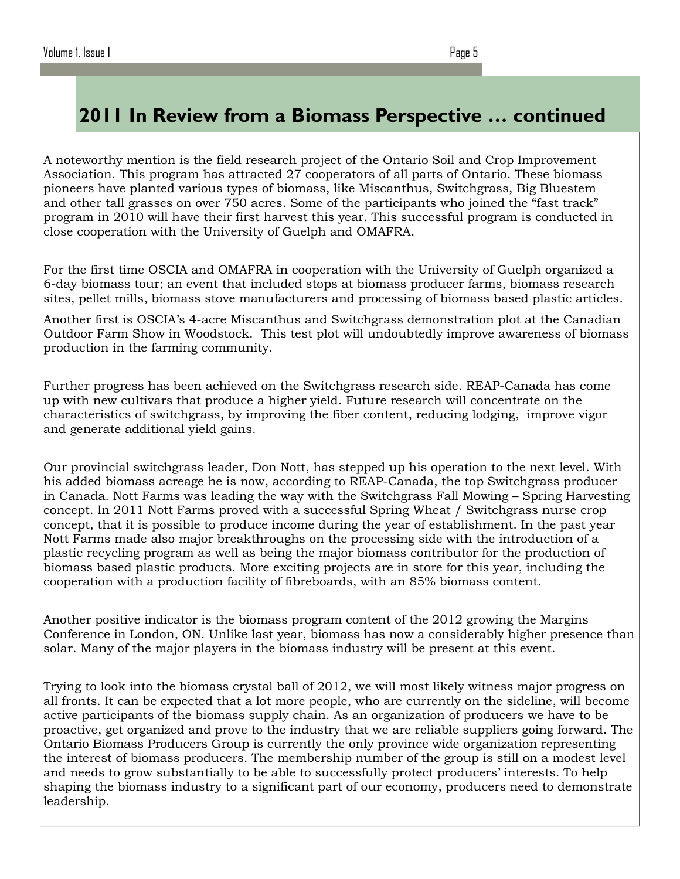## 2011 In Review from a Biomass Perspective … continued

A noteworthy mention is the field research project of the Ontario Soil and Crop Improvement Association. This program has attracted 27 cooperators of all parts of Ontario. These biomass pioneers have planted various types of biomass, like Miscanthus, Switchgrass, Big Bluestem and other tall grasses on over 750 acres. Some of the participants who joined the "fast track" program in 2010 will have their first harvest this year. This successful program is conducted in close cooperation with the University of Guelph and OMAFRA.

For the first time OSCIA and OMAFRA in cooperation with the University of Guelph organized a 6-day biomass tour; an event that included stops at biomass producer farms, biomass research sites, pellet mills, biomass stove manufacturers and processing of biomass based plastic articles.

Another first is OSCIA's 4-acre Miscanthus and Switchgrass demonstration plot at the Canadian Outdoor Farm Show in Woodstock. This test plot will undoubtedly improve awareness of biomass production in the farming community.

Further progress has been achieved on the Switchgrass research side. REAP-Canada has come up with new cultivars that produce a higher yield. Future research will concentrate on the characteristics of switchgrass, by improving the fiber content, reducing lodging, improve vigor and generate additional yield gains.

Our provincial switchgrass leader, Don Nott, has stepped up his operation to the next level. With his added biomass acreage he is now, according to REAP-Canada, the top Switchgrass producer in Canada. Nott Farms was leading the way with the Switchgrass Fall Mowing – Spring Harvesting concept. In 2011 Nott Farms proved with a successful Spring Wheat / Switchgrass nurse crop concept, that it is possible to produce income during the year of establishment. In the past year Nott Farms made also major breakthroughs on the processing side with the introduction of a plastic recycling program as well as being the major biomass contributor for the production of biomass based plastic products. More exciting projects are in store for this year, including the cooperation with a production facility of fibreboards, with an 85% biomass content.

Another positive indicator is the biomass program content of the 2012 growing the Margins Conference in London, ON. Unlike last year, biomass has now a considerably higher presence than solar. Many of the major players in the biomass industry will be present at this event.

Trying to look into the biomass crystal ball of 2012, we will most likely witness major progress on all fronts. It can be expected that a lot more people, who are currently on the sideline, will become active participants of the biomass supply chain. As an organization of producers we have to be proactive, get organized and prove to the industry that we are reliable suppliers going forward. The Ontario Biomass Producers Group is currently the only province wide organization representing the interest of biomass producers. The membership number of the group is still on a modest level and needs to grow substantially to be able to successfully protect producers' interests. To help shaping the biomass industry to a significant part of our economy, producers need to demonstrate leadership.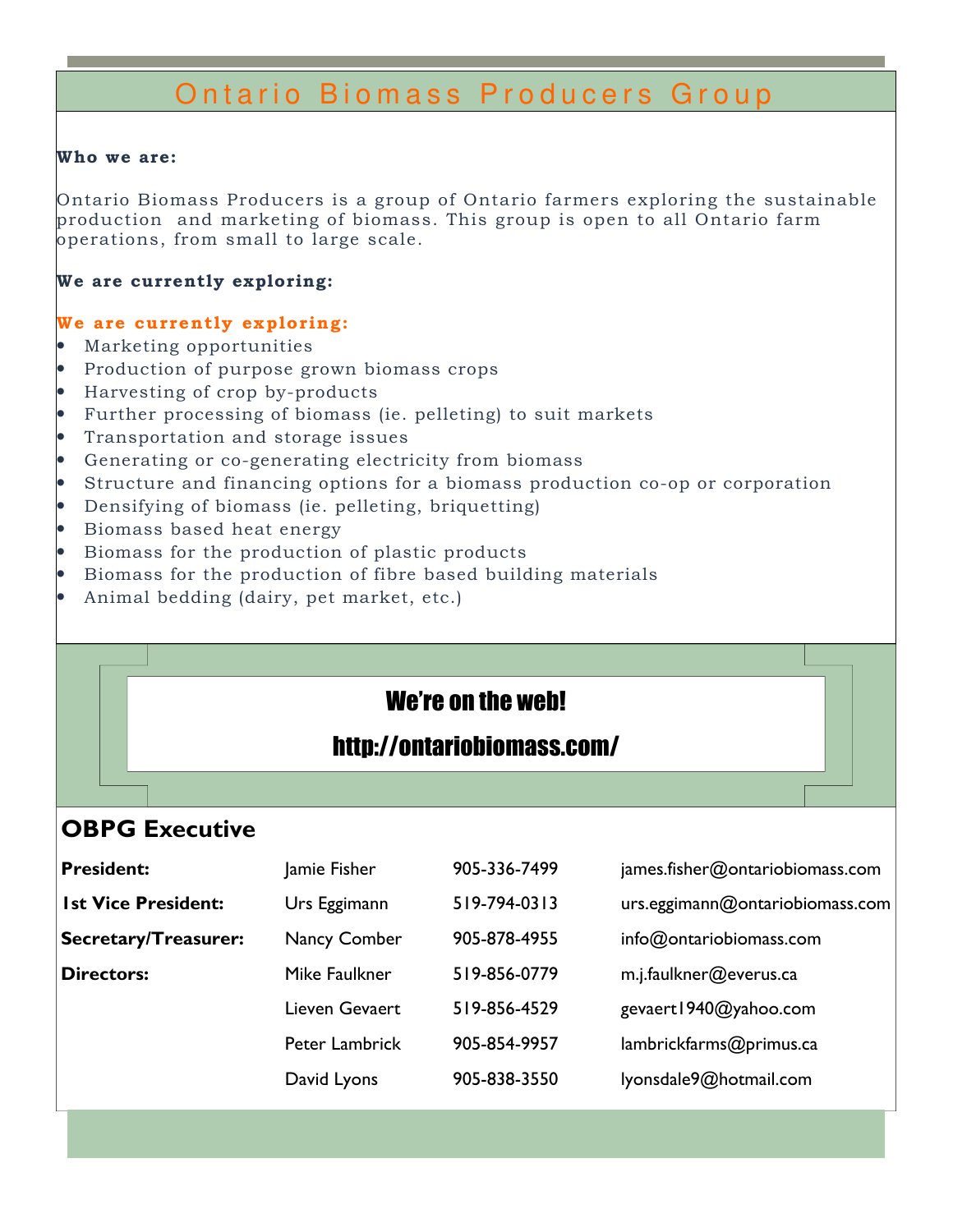# Ontario Biomass Producers Group

**Who we are:**

Ontario Biomass Producers is a group of Ontario farmers exploring the sustainable production and marketing of biomass. This group is open to all Ontario farm operations, from small to large scale.

**We are currently exploring:**

**We are currently exploring:**

- Marketing opportunities
- Production of purpose grown biomass crops
- Harvesting of crop by-products
- Further processing of biomass (ie. pelleting) to suit markets
- Transportation and storage issues
- Generating or co-generating electricity from biomass
- Structure and financing options for a biomass production co-op or corporation
- Densifying of biomass (ie. pelleting, briquetting)
- Biomass based heat energy
- Biomass for the production of plastic products
- Biomass for the production of fibre based building materials
- Animal bedding (dairy, pet market, etc.)

**We're on the web!**

**http://ontariobiomass.com/**

## OBPG Executive

| | | | |
|---|---|---|---|
| **President:** | Jamie Fisher | 905-336-7499 | james.fisher@ontariobiomass.com |
| **1st Vice President:** | Urs Eggimann | 519-794-0313 | urs.eggimann@ontariobiomass.com |
| **Secretary/Treasurer:** | Nancy Comber | 905-878-4955 | info@ontariobiomass.com |
| **Directors:** | Mike Faulkner | 519-856-0779 | m.j.faulkner@everus.ca |
| | Lieven Gevaert | 519-856-4529 | gevaert1940@yahoo.com |
| | Peter Lambrick | 905-854-9957 | lambrickfarms@primus.ca |
| | David Lyons | 905-838-3550 | lyonsdale9@hotmail.com |